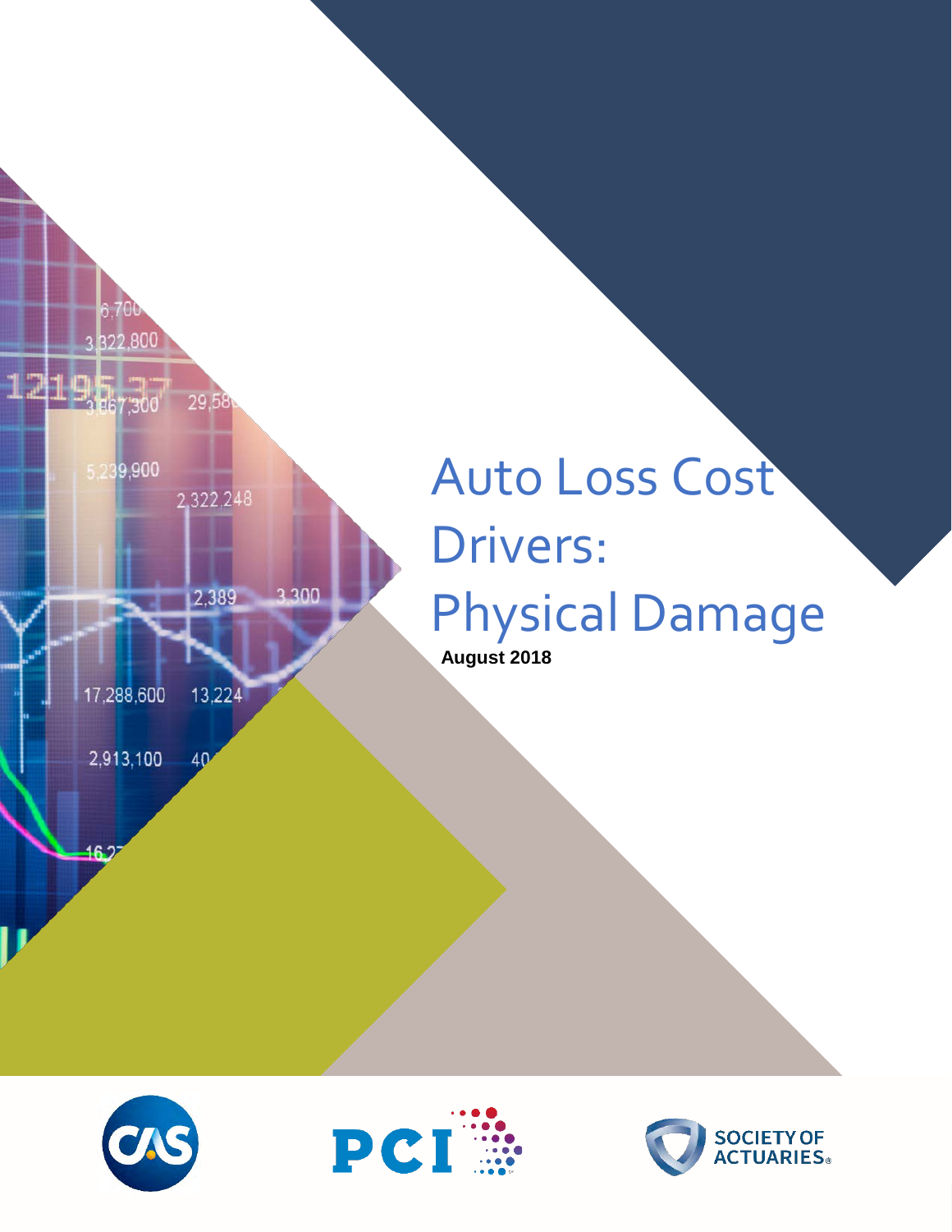# Auto Loss Cost Drivers: Physical Damage

**August 2018**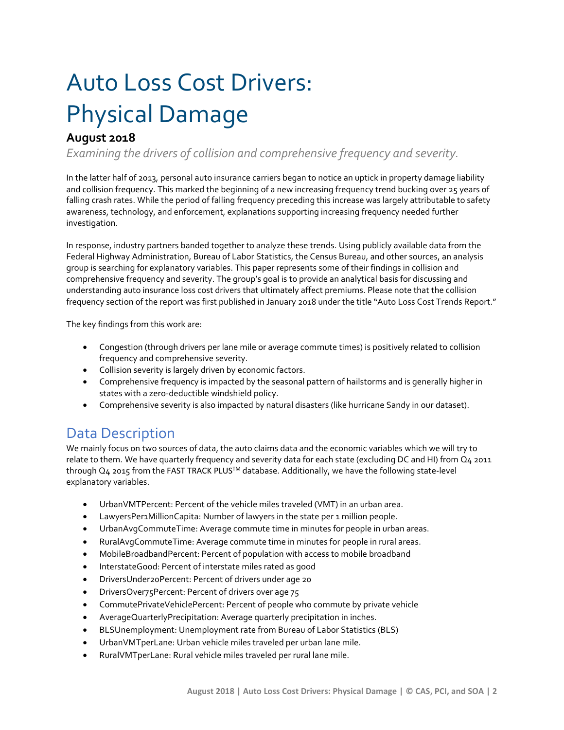# Auto Loss Cost Drivers: Physical Damage

### August 2018

*Examining the drivers of collision and comprehensive frequency and severity.*

In the latter half of 2013, personal auto insurance carriers began to notice an uptick in property damage liability and collision frequency. This marked the beginning of a new increasing frequency trend bucking over 25 years of falling crash rates. While the period of falling frequency preceding this increase was largely attributable to safety awareness, technology, and enforcement, explanations supporting increasing frequency needed further investigation.

In response, industry partners banded together to analyze these trends. Using publicly available data from the Federal Highway Administration, Bureau of Labor Statistics, the Census Bureau, and other sources, an analysis group is searching for explanatory variables. This paper represents some of their findings in collision and comprehensive frequency and severity. The group's goal is to provide an analytical basis for discussing and understanding auto insurance loss cost drivers that ultimately affect premiums. Please note that the collision frequency section of the report was first published in January 2018 under the title "Auto Loss Cost Trends Report."

The key findings from this work are:

- Congestion (through drivers per lane mile or average commute times) is positively related to collision frequency and comprehensive severity.
- Collision severity is largely driven by economic factors.
- Comprehensive frequency is impacted by the seasonal pattern of hailstorms and is generally higher in states with a zero-deductible windshield policy.
- Comprehensive severity is also impacted by natural disasters (like hurricane Sandy in our dataset).

## Data Description

We mainly focus on two sources of data, the auto claims data and the economic variables which we will try to relate to them. We have quarterly frequency and severity data for each state (excluding DC and HI) from Q4 2011 through Q4 2015 from the FAST TRACK PLUS™ database. Additionally, we have the following state-level explanatory variables.

- UrbanVMTPercent: Percent of the vehicle miles traveled (VMT) in an urban area.
- LawyersPer1MillionCapita: Number of lawyers in the state per 1 million people.
- UrbanAvgCommuteTime: Average commute time in minutes for people in urban areas.
- RuralAvgCommuteTime: Average commute time in minutes for people in rural areas.
- MobileBroadbandPercent: Percent of population with access to mobile broadband
- InterstateGood: Percent of interstate miles rated as good
- DriversUnder20Percent: Percent of drivers under age 20
- DriversOver75Percent: Percent of drivers over age 75
- CommutePrivateVehiclePercent: Percent of people who commute by private vehicle
- AverageQuarterlyPrecipitation: Average quarterly precipitation in inches.
- BLSUnemployment: Unemployment rate from Bureau of Labor Statistics (BLS)
- UrbanVMTperLane: Urban vehicle miles traveled per urban lane mile.
- RuralVMTperLane: Rural vehicle miles traveled per rural lane mile.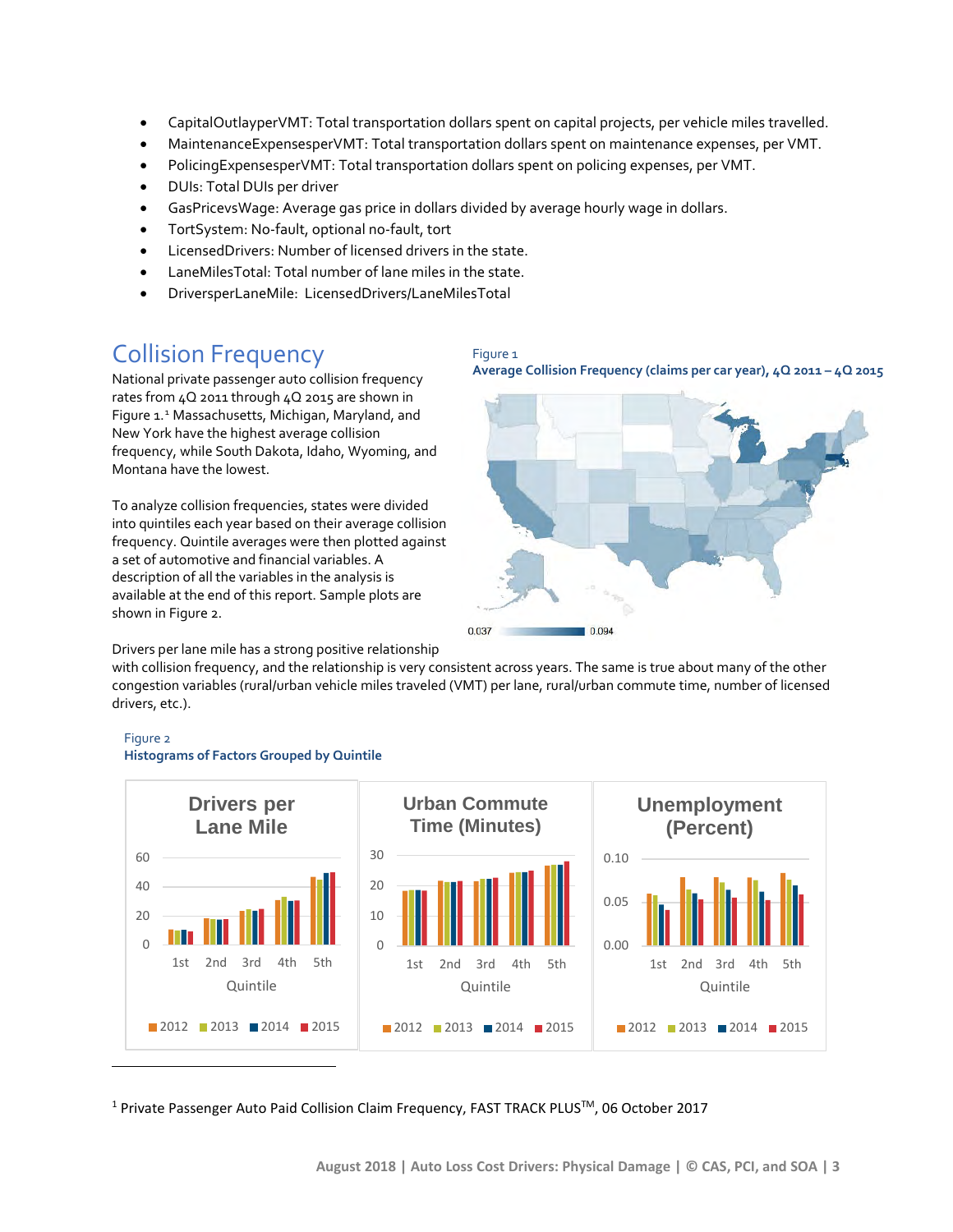- CapitalOutlayperVMT: Total transportation dollars spent on capital projects, per vehicle miles travelled.
- MaintenanceExpensesperVMT: Total transportation dollars spent on maintenance expenses, per VMT.
- PolicingExpensesperVMT: Total transportation dollars spent on policing expenses, per VMT.
- DUIs: Total DUIs per driver
- GasPricevsWage: Average gas price in dollars divided by average hourly wage in dollars.
- TortSystem: No-fault, optional no-fault, tort
- LicensedDrivers: Number of licensed drivers in the state.
- LaneMilesTotal: Total number of lane miles in the state.
- DriversperLaneMile: LicensedDrivers/LaneMilesTotal

## Collision Frequency

National private passenger auto collision frequency rates from 4Q 2011 through 4Q 2015 are shown in Figure 1.[1] Massachusetts, Michigan, Maryland, and New York have the highest average collision frequency, while South Dakota, Idaho, Wyoming, and Montana have the lowest.

Figure 1
**Average Collision Frequency (claims per car year), 4Q 2011 – 4Q 2015**

0.037 — 0.094

To analyze collision frequencies, states were divided into quintiles each year based on their average collision frequency. Quintile averages were then plotted against a set of automotive and financial variables. A description of all the variables in the analysis is available at the end of this report. Sample plots are shown in Figure 2.

Drivers per lane mile has a strong positive relationship with collision frequency, and the relationship is very consistent across years. The same is true about many of the other congestion variables (rural/urban vehicle miles traveled (VMT) per lane, rural/urban commute time, number of licensed drivers, etc.).

Figure 2
**Histograms of Factors Grouped by Quintile**

[1] Private Passenger Auto Paid Collision Claim Frequency, FAST TRACK PLUS™, 06 October 2017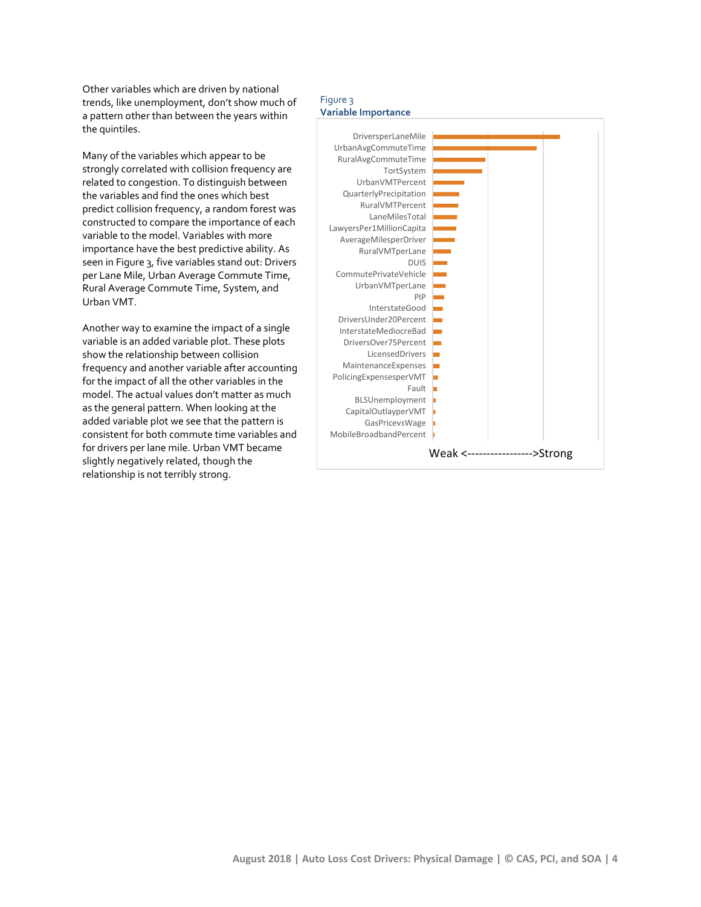Other variables which are driven by national trends, like unemployment, don't show much of a pattern other than between the years within the quintiles.

Many of the variables which appear to be strongly correlated with collision frequency are related to congestion. To distinguish between the variables and find the ones which best predict collision frequency, a random forest was constructed to compare the importance of each variable to the model. Variables with more importance have the best predictive ability. As seen in Figure 3, five variables stand out: Drivers per Lane Mile, Urban Average Commute Time, Rural Average Commute Time, System, and Urban VMT.

Another way to examine the impact of a single variable is an added variable plot. These plots show the relationship between collision frequency and another variable after accounting for the impact of all the other variables in the model. The actual values don't matter as much as the general pattern. When looking at the added variable plot we see that the pattern is consistent for both commute time variables and for drivers per lane mile. Urban VMT became slightly negatively related, though the relationship is not terribly strong.

Figure 3
**Variable Importance**

DriversperLaneMile
UrbanAvgCommuteTime
RuralAvgCommuteTime
TortSystem
UrbanVMTPercent
QuarterlyPrecipitation
RuralVMTPercent
LaneMilesTotal
LawyersPer1MillionCapita
AverageMilesperDriver
RuralVMTperLane
DUIS
CommutePrivateVehicle
UrbanVMTperLane
PIP
InterstateGood
DriversUnder20Percent
InterstateMediocreBad
DriversOver75Percent
LicensedDrivers
MaintenanceExpenses
PolicingExpensesperVMT
Fault
BLSUnemployment
CapitalOutlayperVMT
GasPricevsWage
MobileBroadbandPercent

Weak <----------------->Strong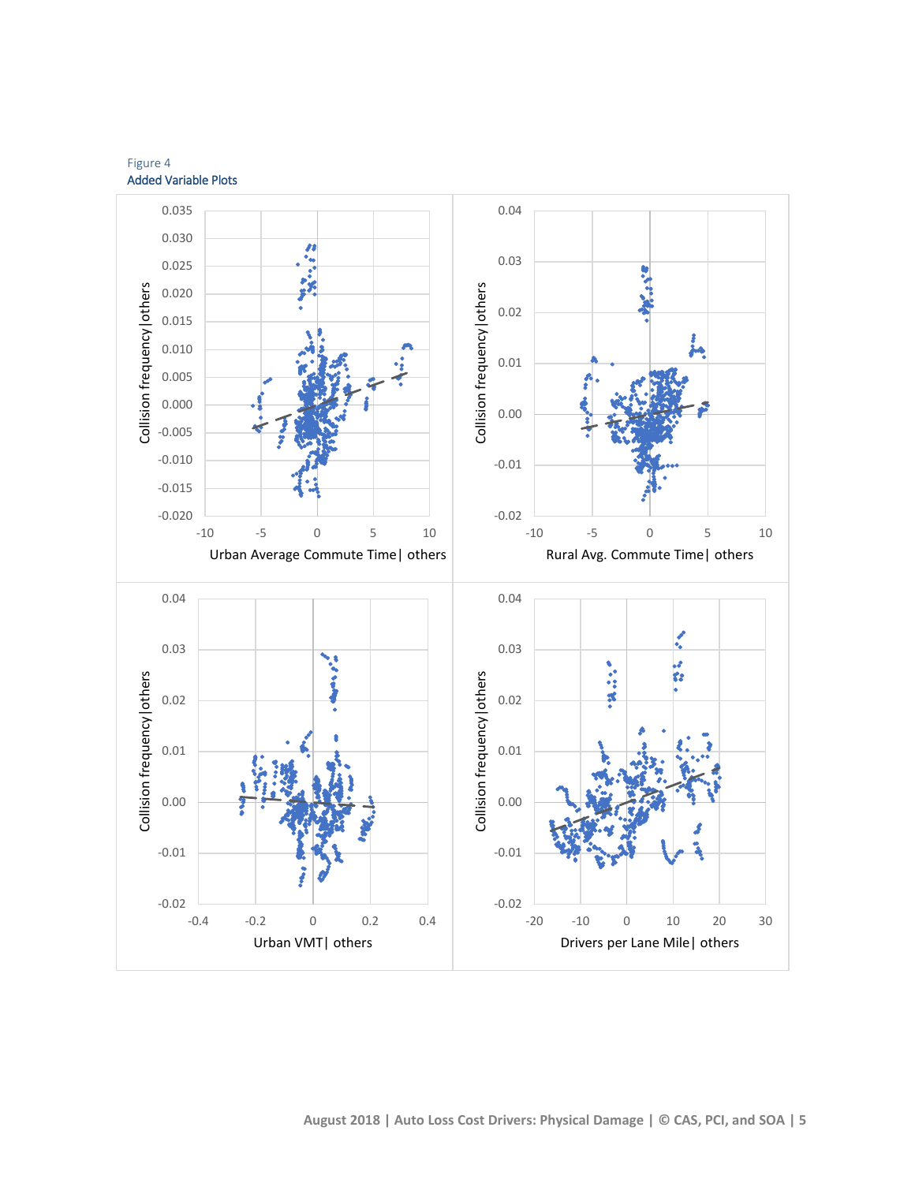Figure 4

Added Variable Plots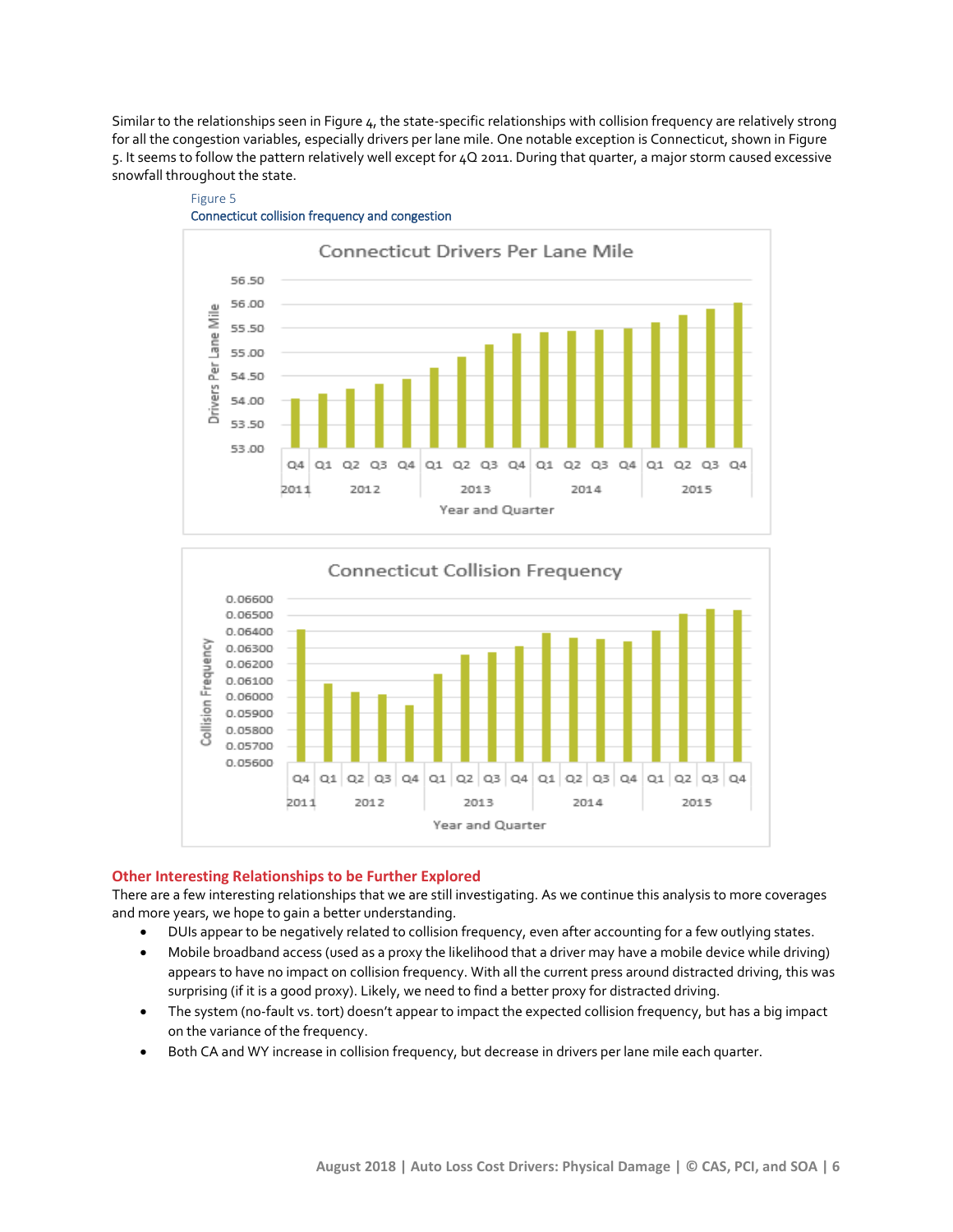Similar to the relationships seen in Figure 4, the state-specific relationships with collision frequency are relatively strong for all the congestion variables, especially drivers per lane mile. One notable exception is Connecticut, shown in Figure 5. It seems to follow the pattern relatively well except for 4Q 2011. During that quarter, a major storm caused excessive snowfall throughout the state.

Figure 5
Connecticut collision frequency and congestion

## Other Interesting Relationships to be Further Explored

There are a few interesting relationships that we are still investigating. As we continue this analysis to more coverages and more years, we hope to gain a better understanding.

- DUIs appear to be negatively related to collision frequency, even after accounting for a few outlying states.
- Mobile broadband access (used as a proxy the likelihood that a driver may have a mobile device while driving) appears to have no impact on collision frequency. With all the current press around distracted driving, this was surprising (if it is a good proxy). Likely, we need to find a better proxy for distracted driving.
- The system (no-fault vs. tort) doesn't appear to impact the expected collision frequency, but has a big impact on the variance of the frequency.
- Both CA and WY increase in collision frequency, but decrease in drivers per lane mile each quarter.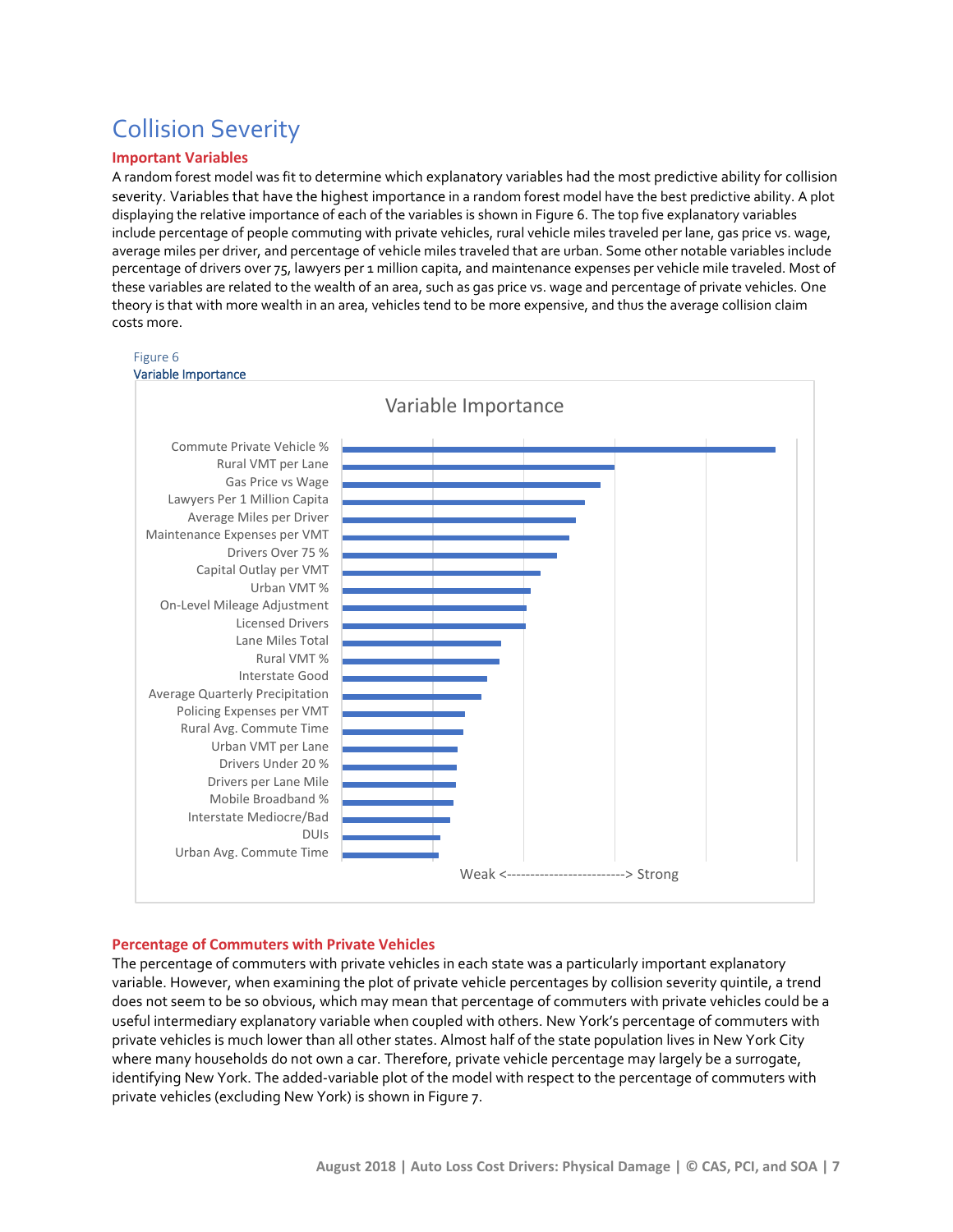# Collision Severity

## Important Variables

A random forest model was fit to determine which explanatory variables had the most predictive ability for collision severity. Variables that have the highest importance in a random forest model have the best predictive ability. A plot displaying the relative importance of each of the variables is shown in Figure 6. The top five explanatory variables include percentage of people commuting with private vehicles, rural vehicle miles traveled per lane, gas price vs. wage, average miles per driver, and percentage of vehicle miles traveled that are urban. Some other notable variables include percentage of drivers over 75, lawyers per 1 million capita, and maintenance expenses per vehicle mile traveled. Most of these variables are related to the wealth of an area, such as gas price vs. wage and percentage of private vehicles. One theory is that with more wealth in an area, vehicles tend to be more expensive, and thus the average collision claim costs more.

Figure 6
Variable Importance

Variable Importance

- Commute Private Vehicle %
- Rural VMT per Lane
- Gas Price vs Wage
- Lawyers Per 1 Million Capita
- Average Miles per Driver
- Maintenance Expenses per VMT
- Drivers Over 75 %
- Capital Outlay per VMT
- Urban VMT %
- On-Level Mileage Adjustment
- Licensed Drivers
- Lane Miles Total
- Rural VMT %
- Interstate Good
- Average Quarterly Precipitation
- Policing Expenses per VMT
- Rural Avg. Commute Time
- Urban VMT per Lane
- Drivers Under 20 %
- Drivers per Lane Mile
- Mobile Broadband %
- Interstate Mediocre/Bad
- DUIs
- Urban Avg. Commute Time

Weak <------------------------> Strong

## Percentage of Commuters with Private Vehicles

The percentage of commuters with private vehicles in each state was a particularly important explanatory variable. However, when examining the plot of private vehicle percentages by collision severity quintile, a trend does not seem to be so obvious, which may mean that percentage of commuters with private vehicles could be a useful intermediary explanatory variable when coupled with others. New York's percentage of commuters with private vehicles is much lower than all other states. Almost half of the state population lives in New York City where many households do not own a car. Therefore, private vehicle percentage may largely be a surrogate, identifying New York. The added-variable plot of the model with respect to the percentage of commuters with private vehicles (excluding New York) is shown in Figure 7.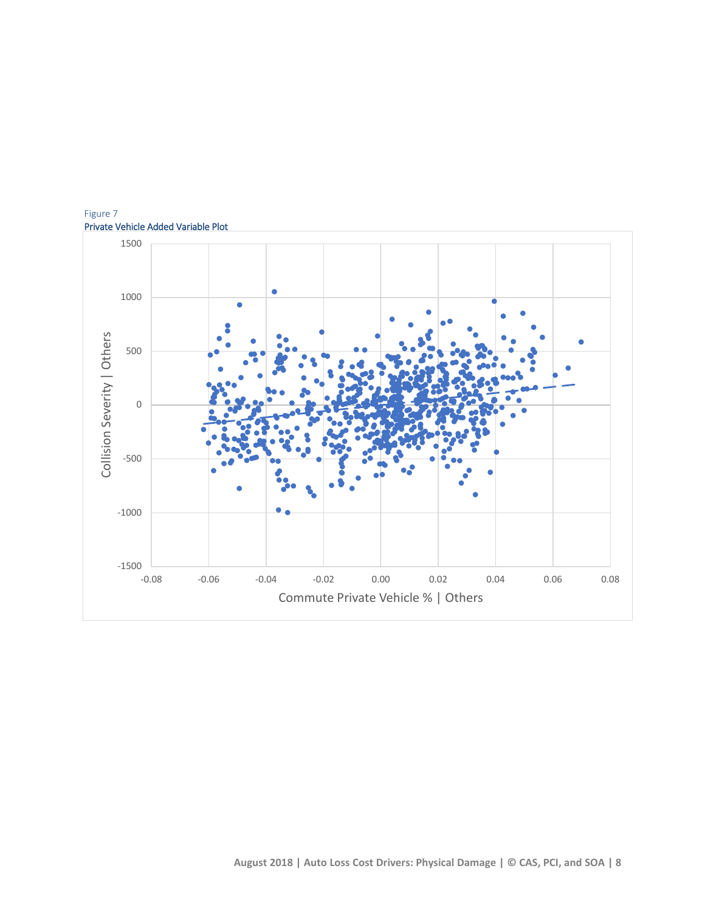Figure 7
Private Vehicle Added Variable Plot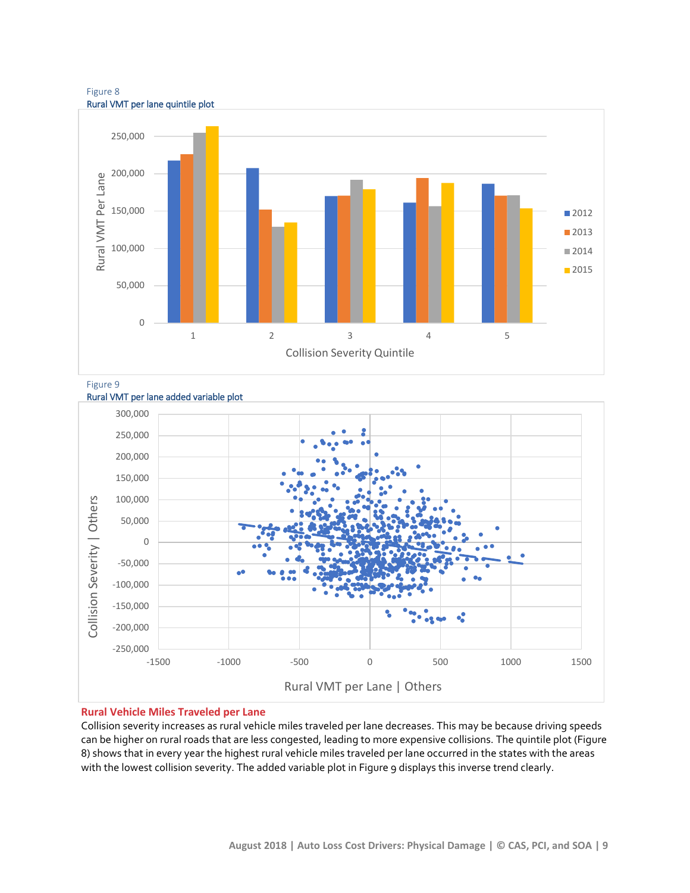Figure 8
Rural VMT per lane quintile plot

Figure 9
Rural VMT per lane added variable plot

## Rural Vehicle Miles Traveled per Lane

Collision severity increases as rural vehicle miles traveled per lane decreases. This may be because driving speeds can be higher on rural roads that are less congested, leading to more expensive collisions. The quintile plot (Figure 8) shows that in every year the highest rural vehicle miles traveled per lane occurred in the states with the areas with the lowest collision severity. The added variable plot in Figure 9 displays this inverse trend clearly.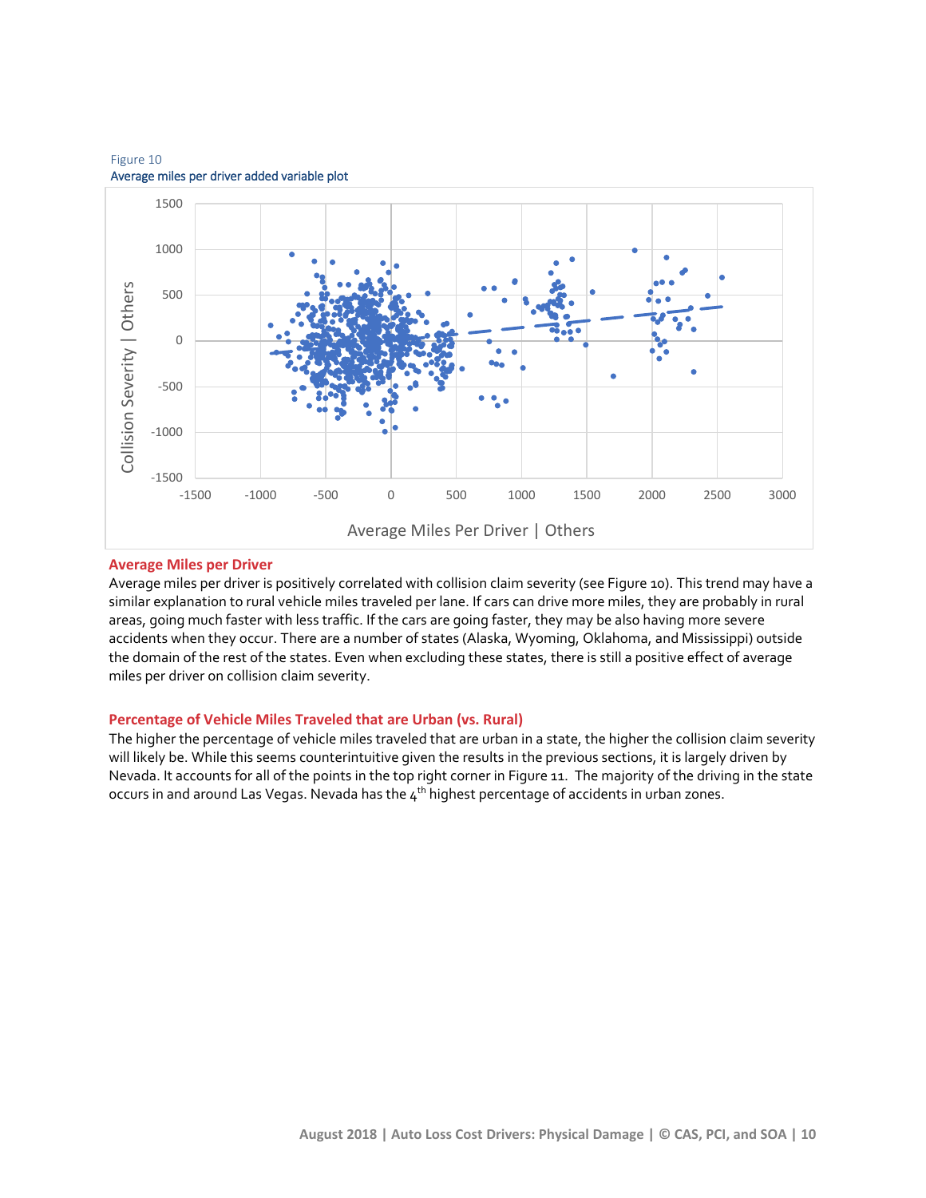Figure 10
Average miles per driver added variable plot

## Average Miles per Driver

Average miles per driver is positively correlated with collision claim severity (see Figure 10). This trend may have a similar explanation to rural vehicle miles traveled per lane. If cars can drive more miles, they are probably in rural areas, going much faster with less traffic. If the cars are going faster, they may be also having more severe accidents when they occur. There are a number of states (Alaska, Wyoming, Oklahoma, and Mississippi) outside the domain of the rest of the states. Even when excluding these states, there is still a positive effect of average miles per driver on collision claim severity.

## Percentage of Vehicle Miles Traveled that are Urban (vs. Rural)

The higher the percentage of vehicle miles traveled that are urban in a state, the higher the collision claim severity will likely be. While this seems counterintuitive given the results in the previous sections, it is largely driven by Nevada. It accounts for all of the points in the top right corner in Figure 11. The majority of the driving in the state occurs in and around Las Vegas. Nevada has the 4th highest percentage of accidents in urban zones.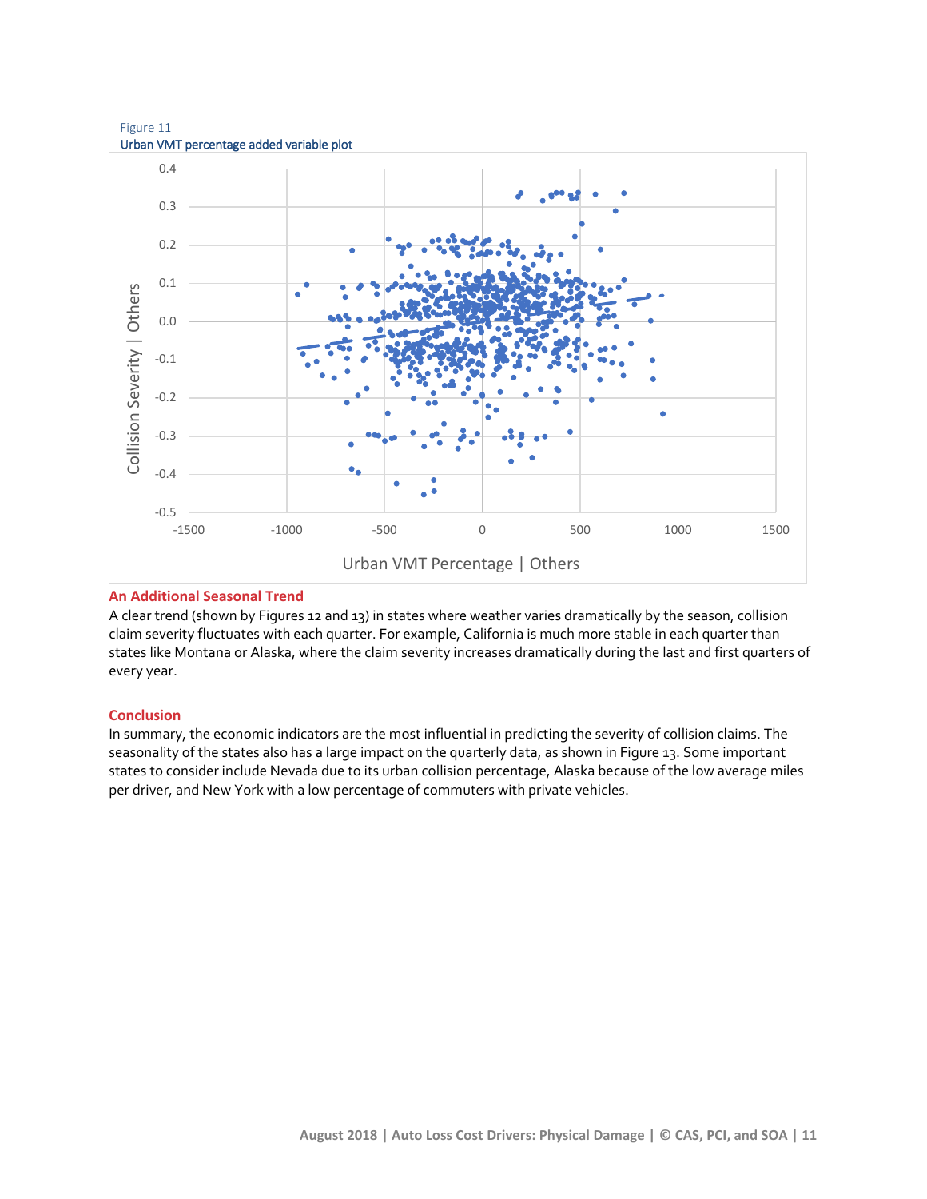Figure 11
Urban VMT percentage added variable plot

## An Additional Seasonal Trend

A clear trend (shown by Figures 12 and 13) in states where weather varies dramatically by the season, collision claim severity fluctuates with each quarter. For example, California is much more stable in each quarter than states like Montana or Alaska, where the claim severity increases dramatically during the last and first quarters of every year.

## Conclusion

In summary, the economic indicators are the most influential in predicting the severity of collision claims. The seasonality of the states also has a large impact on the quarterly data, as shown in Figure 13. Some important states to consider include Nevada due to its urban collision percentage, Alaska because of the low average miles per driver, and New York with a low percentage of commuters with private vehicles.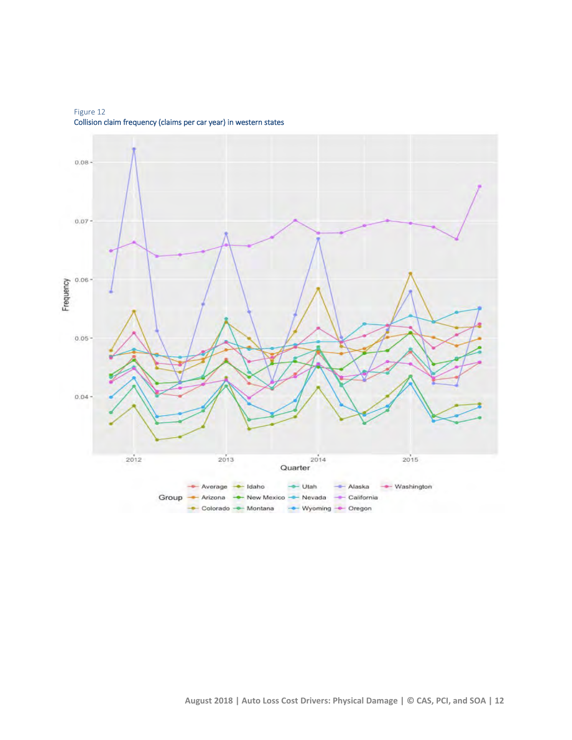Figure 12

Collision claim frequency (claims per car year) in western states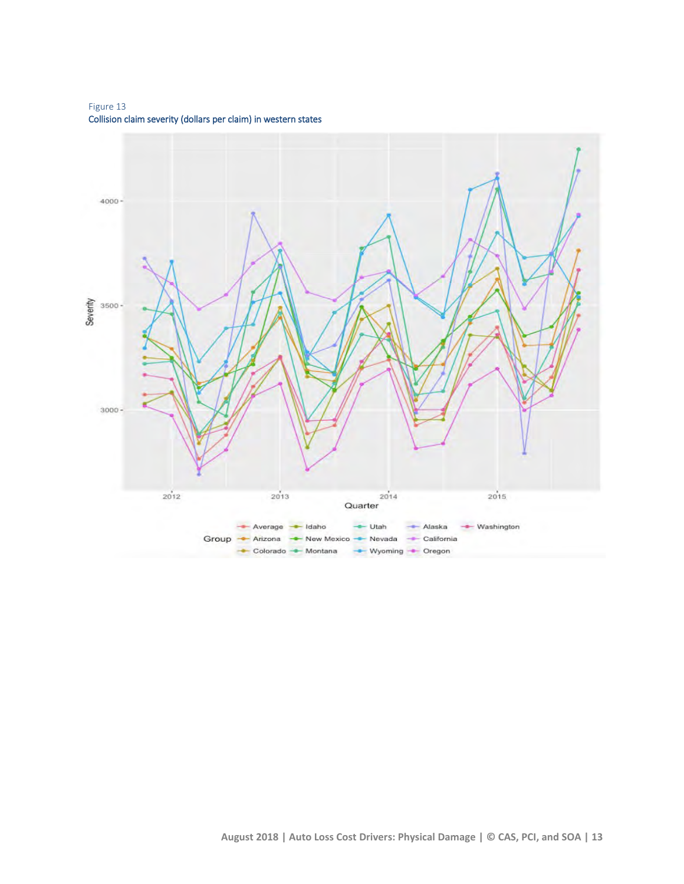Figure 13

**Collision claim severity (dollars per claim) in western states**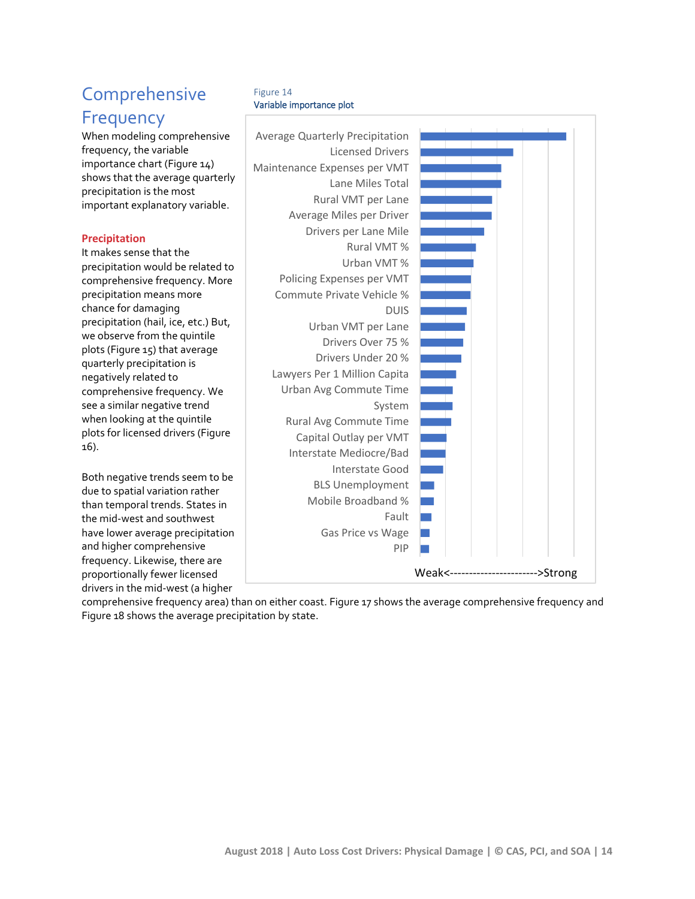## Comprehensive Frequency

When modeling comprehensive frequency, the variable importance chart (Figure 14) shows that the average quarterly precipitation is the most important explanatory variable.

Figure 14
Variable importance plot

| Variable |
|---|
| Average Quarterly Precipitation |
| Licensed Drivers |
| Maintenance Expenses per VMT |
| Lane Miles Total |
| Rural VMT per Lane |
| Average Miles per Driver |
| Drivers per Lane Mile |
| Rural VMT % |
| Urban VMT % |
| Policing Expenses per VMT |
| Commute Private Vehicle % |
| DUIS |
| Urban VMT per Lane |
| Drivers Over 75 % |
| Drivers Under 20 % |
| Lawyers Per 1 Million Capita |
| Urban Avg Commute Time |
| System |
| Rural Avg Commute Time |
| Capital Outlay per VMT |
| Interstate Mediocre/Bad |
| Interstate Good |
| BLS Unemployment |
| Mobile Broadband % |
| Fault |
| Gas Price vs Wage |
| PIP |

Weak<---------------------->Strong

**Precipitation**

It makes sense that the precipitation would be related to comprehensive frequency. More precipitation means more chance for damaging precipitation (hail, ice, etc.) But, we observe from the quintile plots (Figure 15) that average quarterly precipitation is negatively related to comprehensive frequency. We see a similar negative trend when looking at the quintile plots for licensed drivers (Figure 16).

Both negative trends seem to be due to spatial variation rather than temporal trends. States in the mid-west and southwest have lower average precipitation and higher comprehensive frequency. Likewise, there are proportionally fewer licensed drivers in the mid-west (a higher comprehensive frequency area) than on either coast. Figure 17 shows the average comprehensive frequency and Figure 18 shows the average precipitation by state.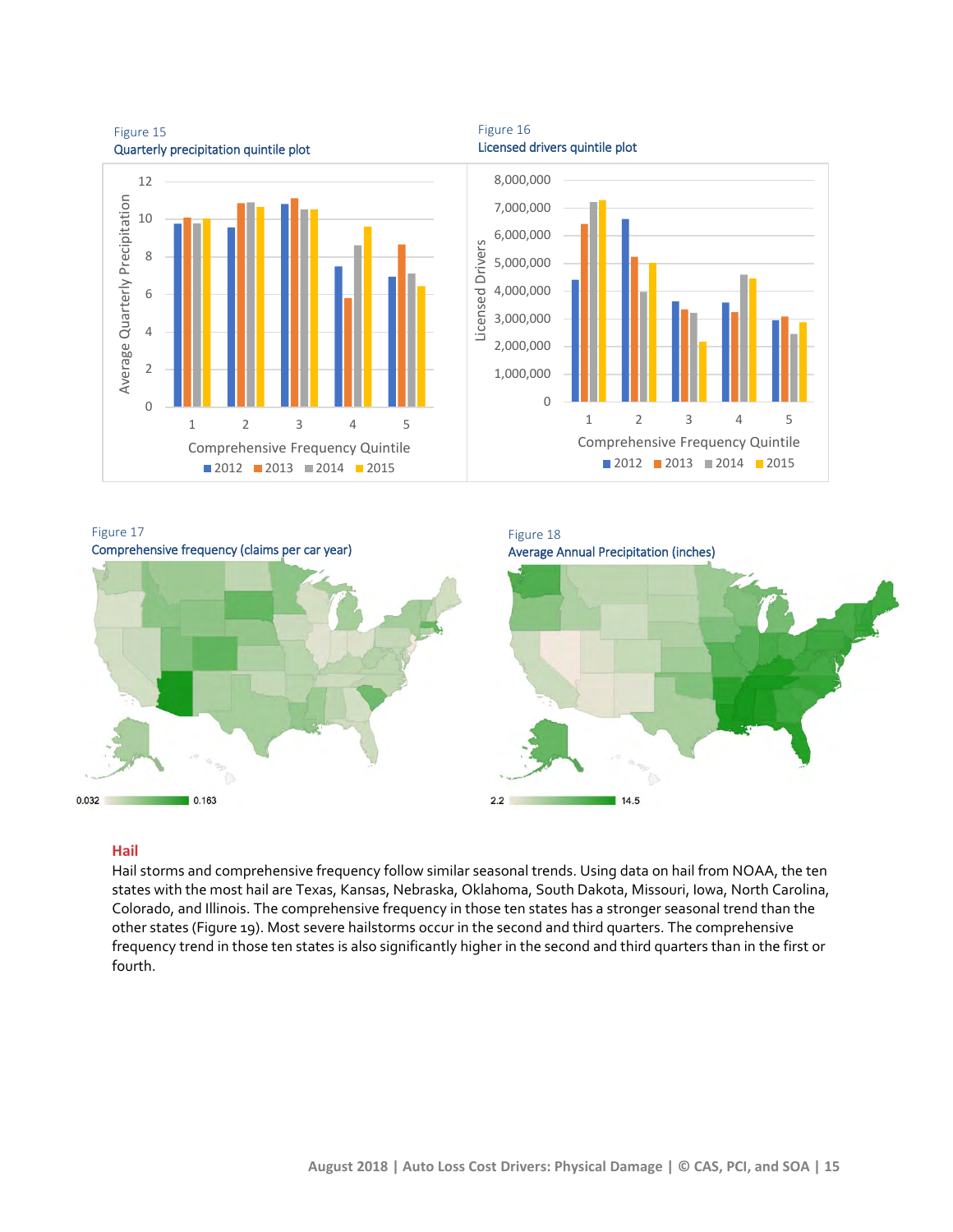Figure 15
Quarterly precipitation quintile plot

Figure 16
Licensed drivers quintile plot

Figure 17
Comprehensive frequency (claims per car year)

Figure 18
Average Annual Precipitation (inches)

## Hail

Hail storms and comprehensive frequency follow similar seasonal trends. Using data on hail from NOAA, the ten states with the most hail are Texas, Kansas, Nebraska, Oklahoma, South Dakota, Missouri, Iowa, North Carolina, Colorado, and Illinois. The comprehensive frequency in those ten states has a stronger seasonal trend than the other states (Figure 19). Most severe hailstorms occur in the second and third quarters. The comprehensive frequency trend in those ten states is also significantly higher in the second and third quarters than in the first or fourth.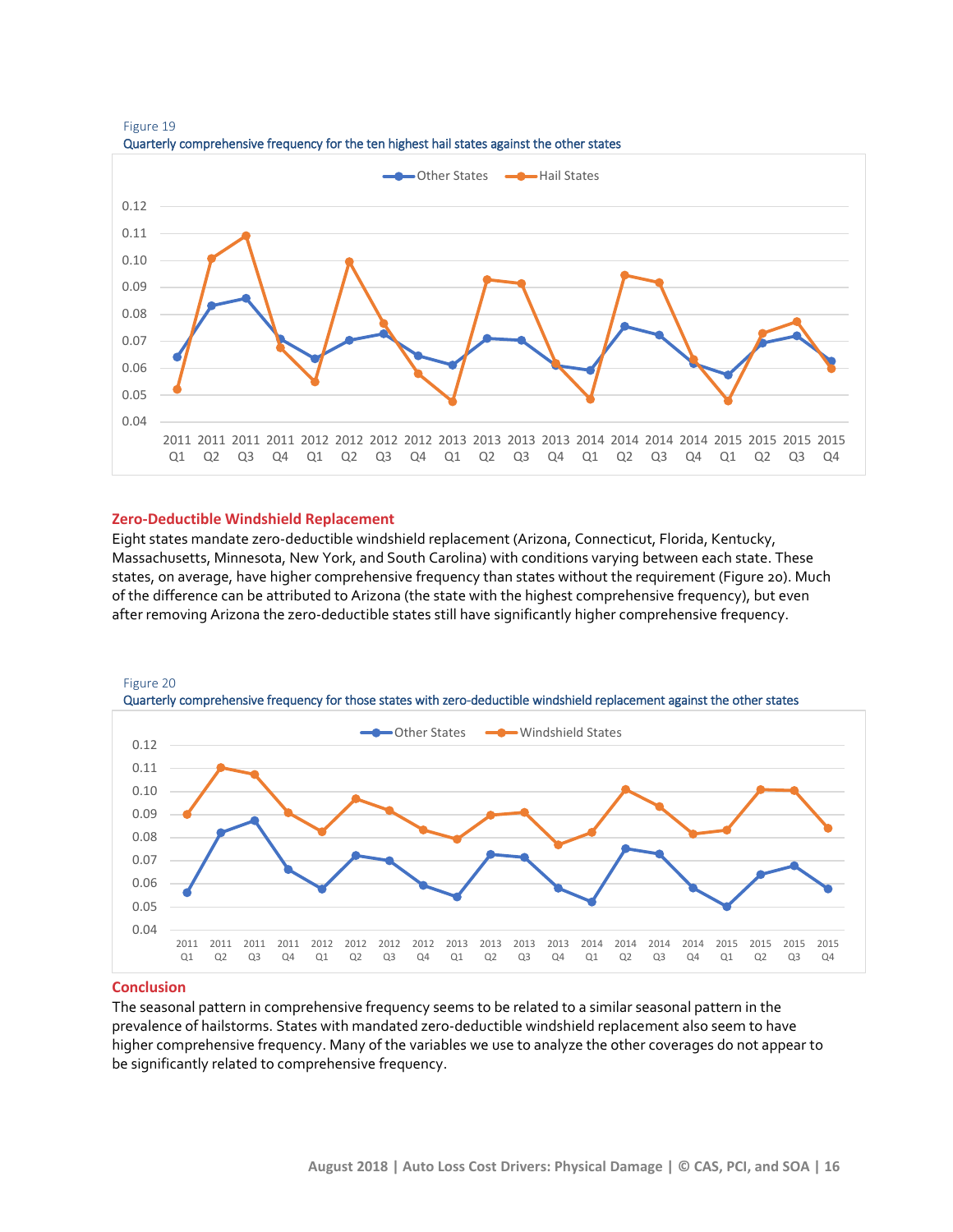Figure 19
Quarterly comprehensive frequency for the ten highest hail states against the other states

## Zero-Deductible Windshield Replacement

Eight states mandate zero-deductible windshield replacement (Arizona, Connecticut, Florida, Kentucky, Massachusetts, Minnesota, New York, and South Carolina) with conditions varying between each state. These states, on average, have higher comprehensive frequency than states without the requirement (Figure 20). Much of the difference can be attributed to Arizona (the state with the highest comprehensive frequency), but even after removing Arizona the zero-deductible states still have significantly higher comprehensive frequency.

Figure 20
Quarterly comprehensive frequency for those states with zero-deductible windshield replacement against the other states

## Conclusion

The seasonal pattern in comprehensive frequency seems to be related to a similar seasonal pattern in the prevalence of hailstorms. States with mandated zero-deductible windshield replacement also seem to have higher comprehensive frequency. Many of the variables we use to analyze the other coverages do not appear to be significantly related to comprehensive frequency.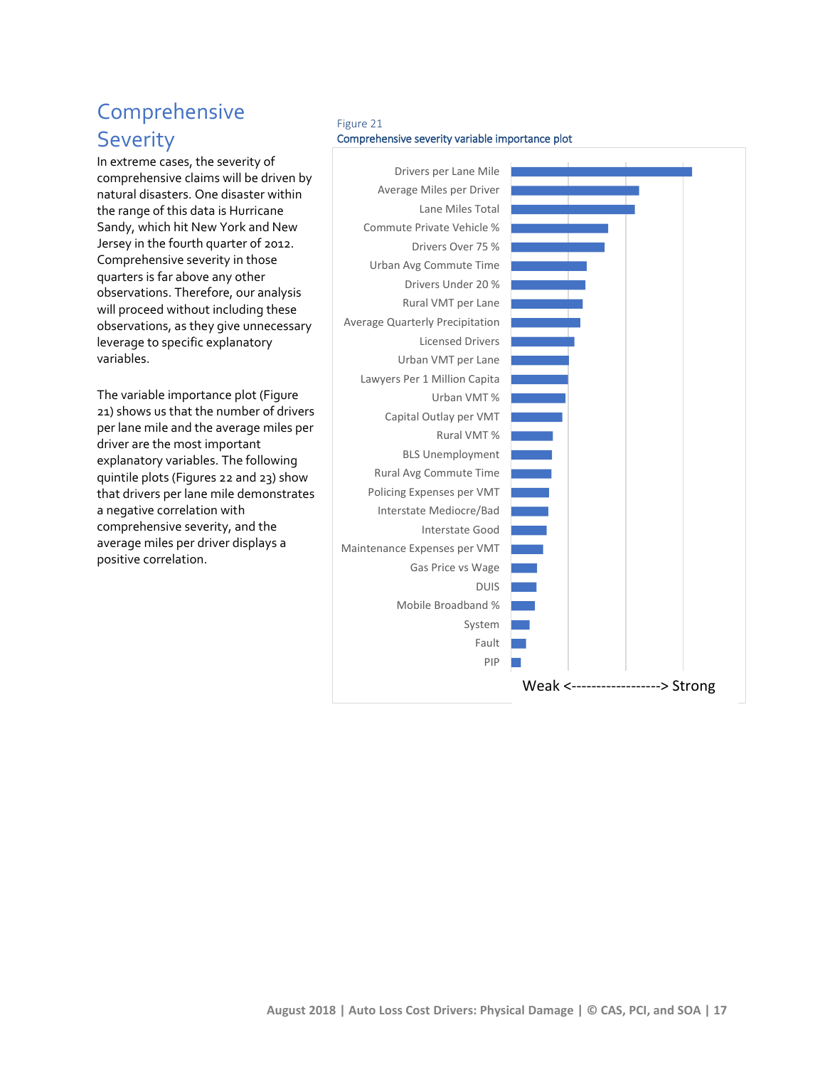# Comprehensive Severity

In extreme cases, the severity of comprehensive claims will be driven by natural disasters. One disaster within the range of this data is Hurricane Sandy, which hit New York and New Jersey in the fourth quarter of 2012. Comprehensive severity in those quarters is far above any other observations. Therefore, our analysis will proceed without including these observations, as they give unnecessary leverage to specific explanatory variables.

The variable importance plot (Figure 21) shows us that the number of drivers per lane mile and the average miles per driver are the most important explanatory variables. The following quintile plots (Figures 22 and 23) show that drivers per lane mile demonstrates a negative correlation with comprehensive severity, and the average miles per driver displays a positive correlation.

Figure 21
Comprehensive severity variable importance plot

Drivers per Lane Mile
Average Miles per Driver
Lane Miles Total
Commute Private Vehicle %
Drivers Over 75 %
Urban Avg Commute Time
Drivers Under 20 %
Rural VMT per Lane
Average Quarterly Precipitation
Licensed Drivers
Urban VMT per Lane
Lawyers Per 1 Million Capita
Urban VMT %
Capital Outlay per VMT
Rural VMT %
BLS Unemployment
Rural Avg Commute Time
Policing Expenses per VMT
Interstate Mediocre/Bad
Interstate Good
Maintenance Expenses per VMT
Gas Price vs Wage
DUIS
Mobile Broadband %
System
Fault
PIP

Weak <-----------------> Strong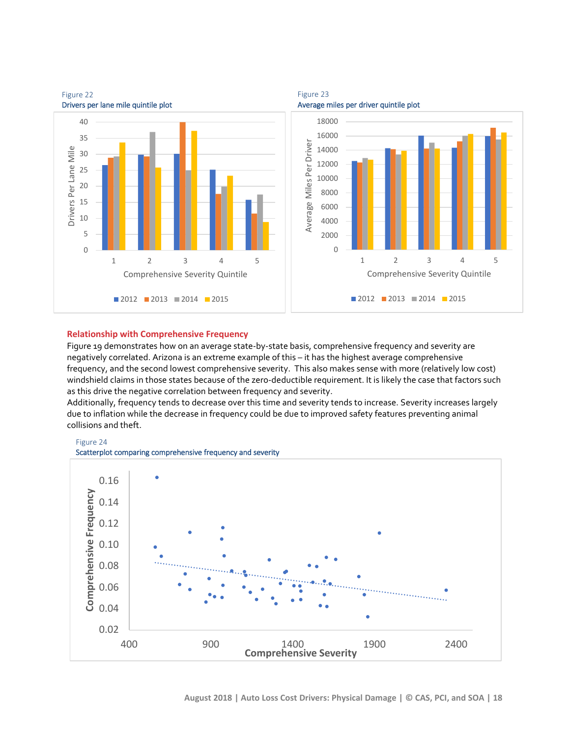Figure 22
Drivers per lane mile quintile plot

Figure 23
Average miles per driver quintile plot

### Relationship with Comprehensive Frequency

Figure 19 demonstrates how on an average state-by-state basis, comprehensive frequency and severity are negatively correlated. Arizona is an extreme example of this – it has the highest average comprehensive frequency, and the second lowest comprehensive severity. This also makes sense with more (relatively low cost) windshield claims in those states because of the zero-deductible requirement. It is likely the case that factors such as this drive the negative correlation between frequency and severity.

Additionally, frequency tends to decrease over this time and severity tends to increase. Severity increases largely due to inflation while the decrease in frequency could be due to improved safety features preventing animal collisions and theft.

Figure 24
Scatterplot comparing comprehensive frequency and severity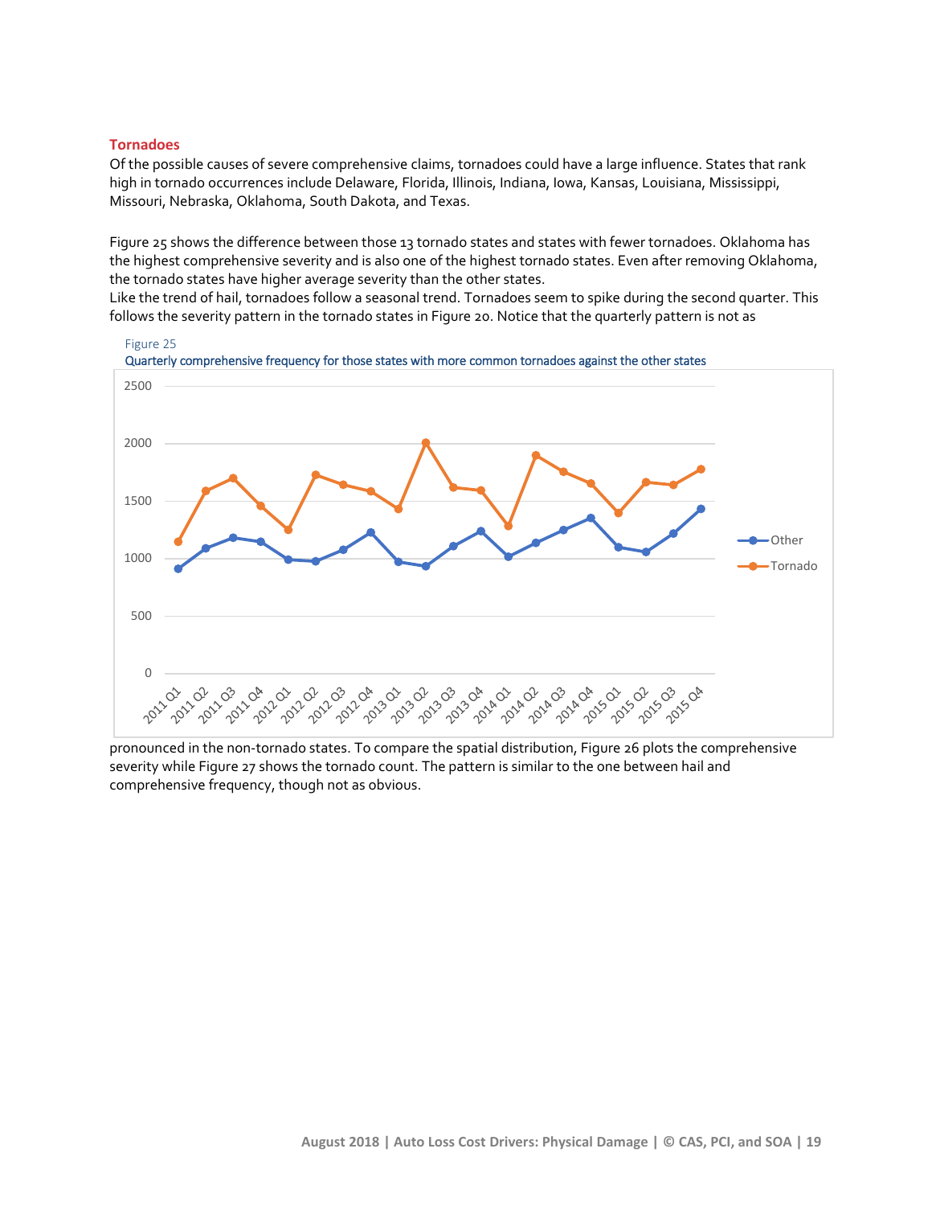### Tornadoes

Of the possible causes of severe comprehensive claims, tornadoes could have a large influence. States that rank high in tornado occurrences include Delaware, Florida, Illinois, Indiana, Iowa, Kansas, Louisiana, Mississippi, Missouri, Nebraska, Oklahoma, South Dakota, and Texas.

Figure 25 shows the difference between those 13 tornado states and states with fewer tornadoes. Oklahoma has the highest comprehensive severity and is also one of the highest tornado states. Even after removing Oklahoma, the tornado states have higher average severity than the other states.
Like the trend of hail, tornadoes follow a seasonal trend. Tornadoes seem to spike during the second quarter. This follows the severity pattern in the tornado states in Figure 20. Notice that the quarterly pattern is not as pronounced in the non-tornado states. To compare the spatial distribution, Figure 26 plots the comprehensive severity while Figure 27 shows the tornado count. The pattern is similar to the one between hail and comprehensive frequency, though not as obvious.

Figure 25
Quarterly comprehensive frequency for those states with more common tornadoes against the other states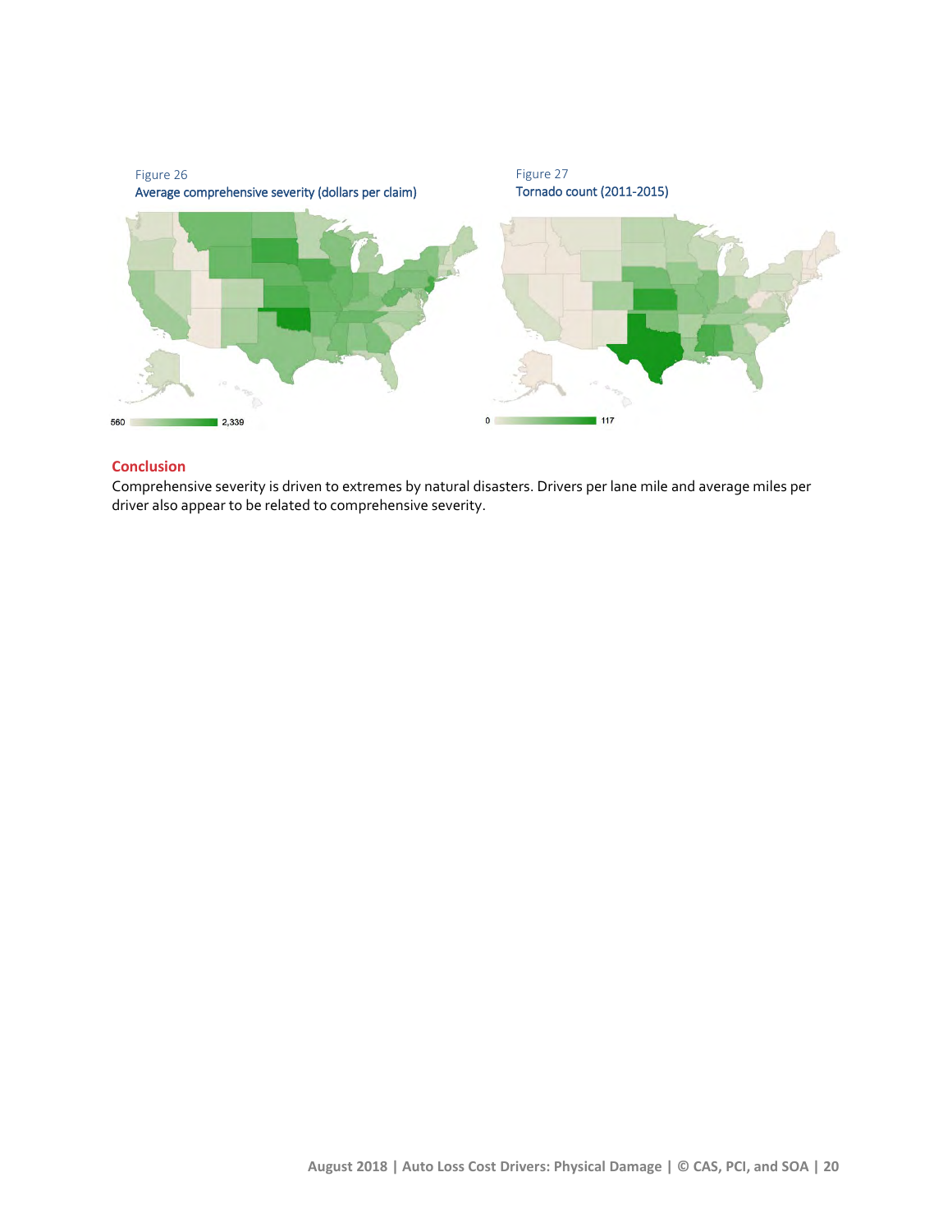Figure 26

Average comprehensive severity (dollars per claim)

560

2,339

Figure 27

Tornado count (2011-2015)

0

117

## Conclusion

Comprehensive severity is driven to extremes by natural disasters. Drivers per lane mile and average miles per driver also appear to be related to comprehensive severity.